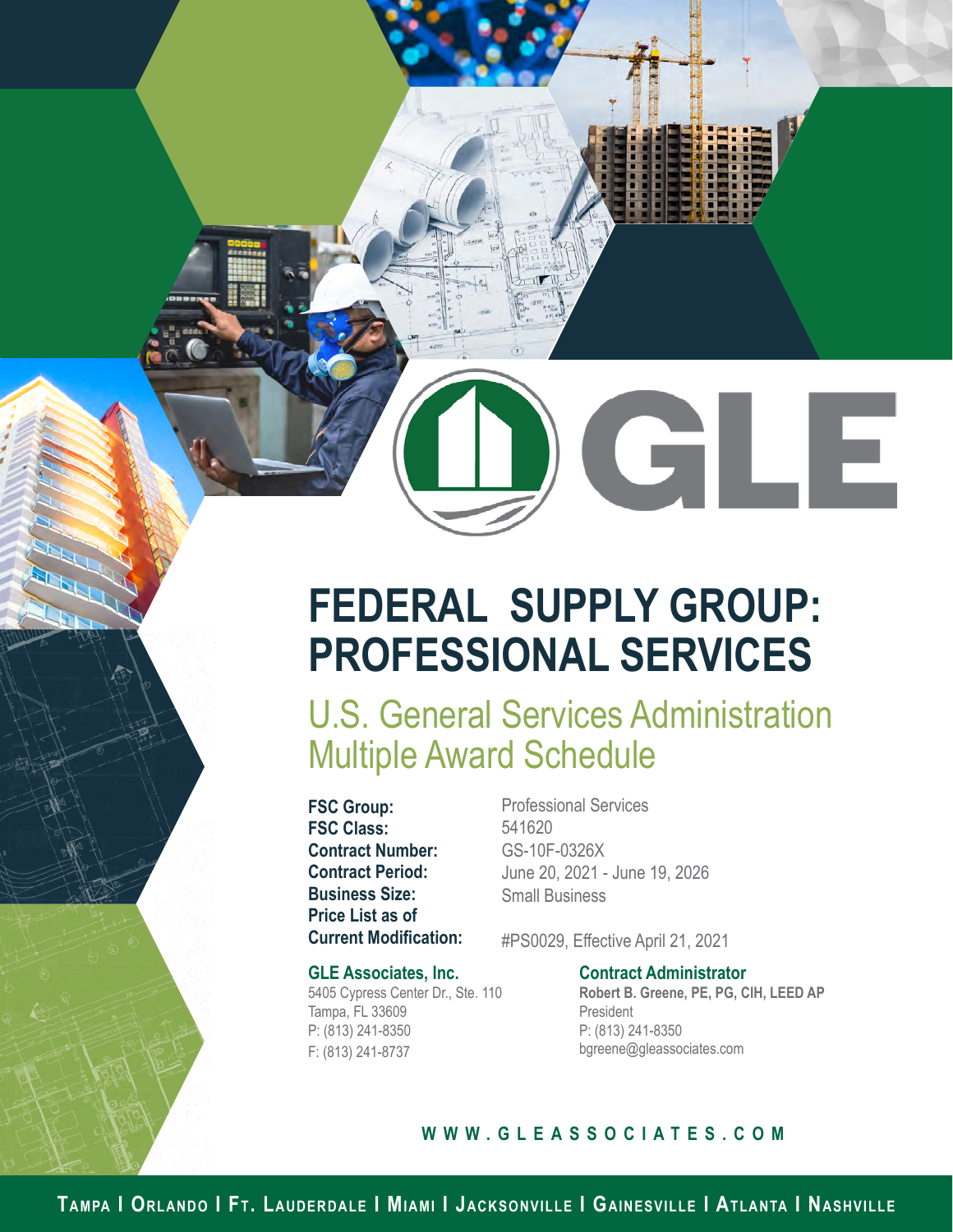GLE

# FEDERAL SUPPLY GROUP: PROFESSIONAL SERVICES

## U.S. General Services Administration Multiple Award Schedule

**FSC Group:** Professional Services
**FSC Class:** 541620
**Contract Number:** GS-10F-0326X
**Contract Period:** June 20, 2021 - June 19, 2026
**Business Size:** Small Business
**Price List as of Current Modification:** #PS0029, Effective April 21, 2021

**GLE Associates, Inc.**
5405 Cypress Center Dr., Ste. 110
Tampa, FL 33609
P: (813) 241-8350
F: (813) 241-8737

**Contract Administrator**
**Robert B. Greene, PE, PG, CIH, LEED AP**
President
P: (813) 241-8350
bgreene@gleassociates.com

WWW.GLEASSOCIATES.COM

TAMPA | ORLANDO | FT. LAUDERDALE | MIAMI | JACKSONVILLE | GAINESVILLE | ATLANTA | NASHVILLE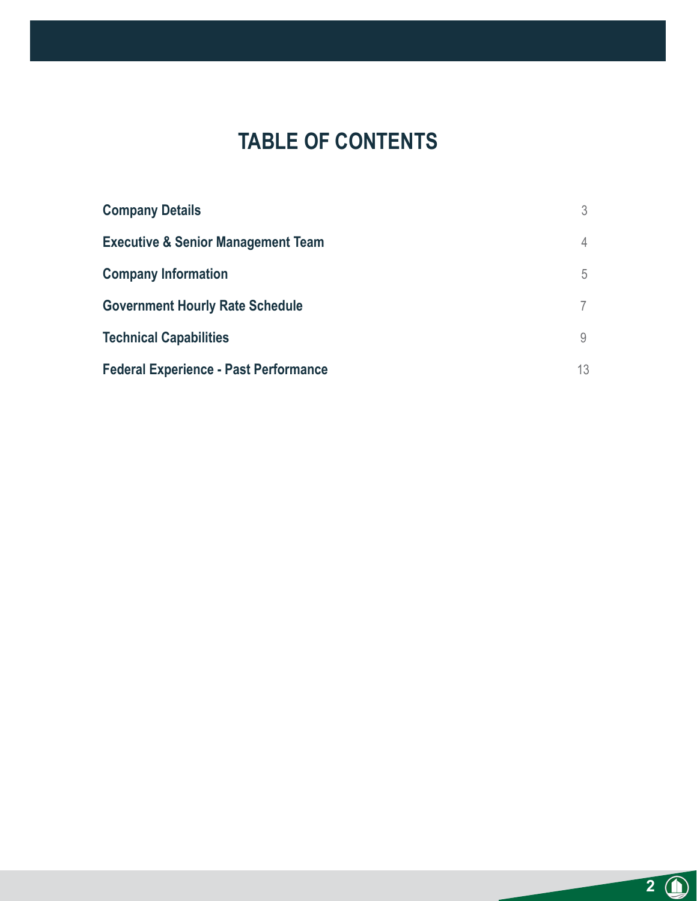# TABLE OF CONTENTS

| | |
|---|---|
| **Company Details** | 3 |
| **Executive & Senior Management Team** | 4 |
| **Company Information** | 5 |
| **Government Hourly Rate Schedule** | 7 |
| **Technical Capabilities** | 9 |
| **Federal Experience - Past Performance** | 13 |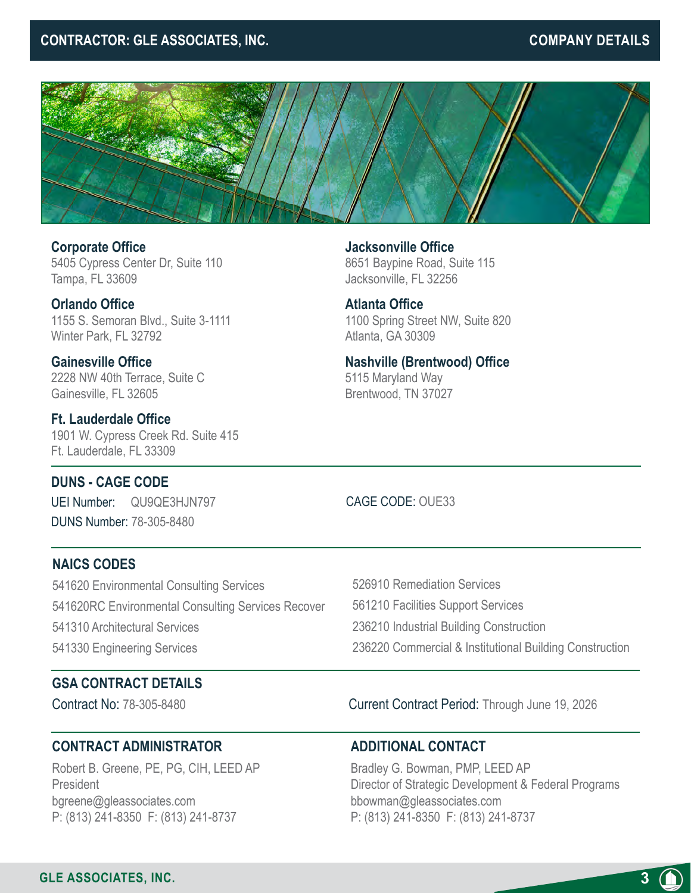# CONTRACTOR: GLE ASSOCIATES, INC.

## COMPANY DETAILS

**Corporate Office**
5405 Cypress Center Dr, Suite 110
Tampa, FL 33609

**Orlando Office**
1155 S. Semoran Blvd., Suite 3-1111
Winter Park, FL 32792

**Gainesville Office**
2228 NW 40th Terrace, Suite C
Gainesville, FL 32605

**Ft. Lauderdale Office**
1901 W. Cypress Creek Rd. Suite 415
Ft. Lauderdale, FL 33309

**Jacksonville Office**
8651 Baypine Road, Suite 115
Jacksonville, FL 32256

**Atlanta Office**
1100 Spring Street NW, Suite 820
Atlanta, GA 30309

**Nashville (Brentwood) Office**
5115 Maryland Way
Brentwood, TN 37027

### DUNS - CAGE CODE

UEI Number: QU9QE3HJN797
DUNS Number: 78-305-8480

CAGE CODE: OUE33

### NAICS CODES

- 541620 Environmental Consulting Services
- 541620RC Environmental Consulting Services Recover
- 541310 Architectural Services
- 541330 Engineering Services
- 526910 Remediation Services
- 561210 Facilities Support Services
- 236210 Industrial Building Construction
- 236220 Commercial & Institutional Building Construction

### GSA CONTRACT DETAILS

Contract No: 78-305-8480

Current Contract Period: Through June 19, 2026

### CONTRACT ADMINISTRATOR

Robert B. Greene, PE, PG, CIH, LEED AP
President
bgreene@gleassociates.com
P: (813) 241-8350 F: (813) 241-8737

### ADDITIONAL CONTACT

Bradley G. Bowman, PMP, LEED AP
Director of Strategic Development & Federal Programs
bbowman@gleassociates.com
P: (813) 241-8350 F: (813) 241-8737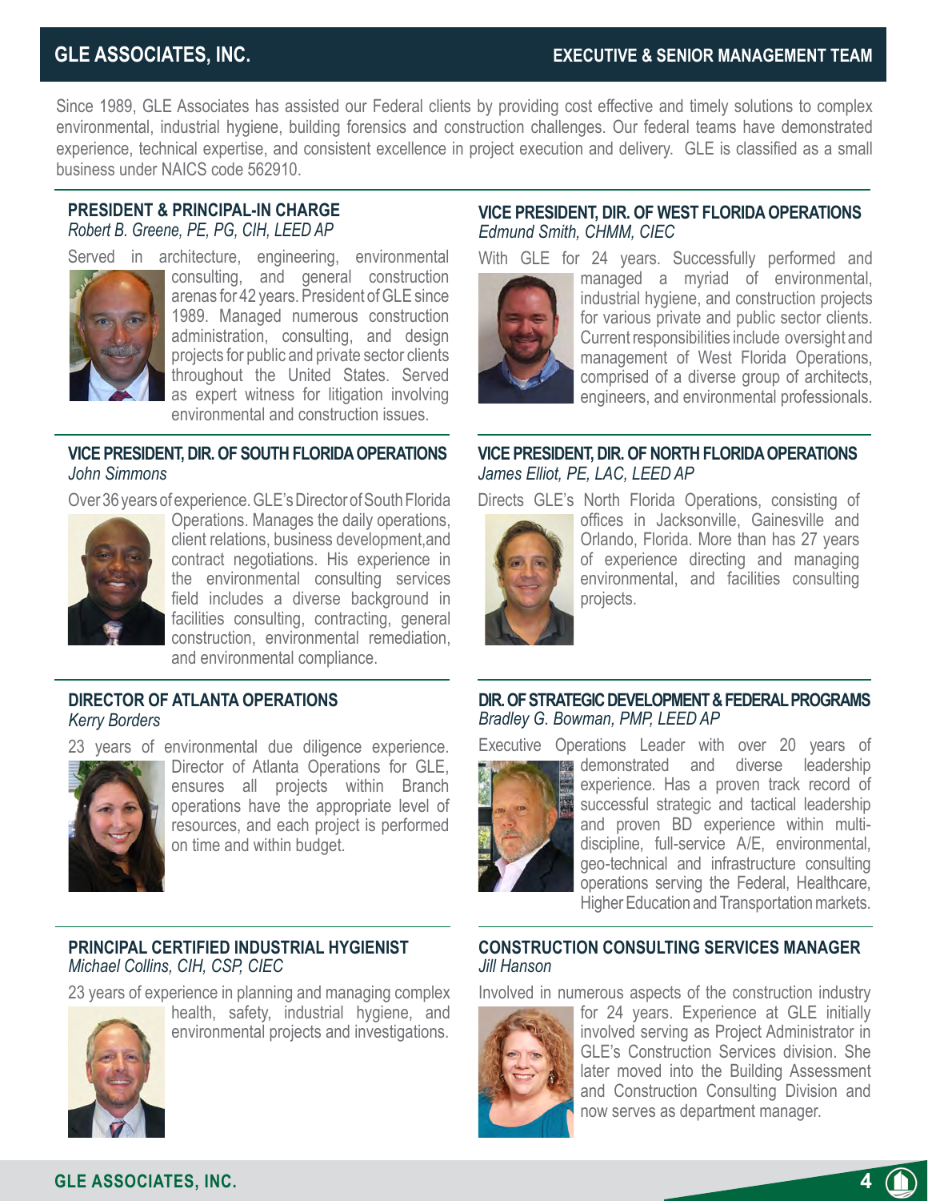# GLE ASSOCIATES, INC.

## EXECUTIVE & SENIOR MANAGEMENT TEAM

Since 1989, GLE Associates has assisted our Federal clients by providing cost effective and timely solutions to complex environmental, industrial hygiene, building forensics and construction challenges. Our federal teams have demonstrated experience, technical expertise, and consistent excellence in project execution and delivery. GLE is classified as a small business under NAICS code 562910.

### PRESIDENT & PRINCIPAL-IN CHARGE

*Robert B. Greene, PE, PG, CIH, LEED AP*

Served in architecture, engineering, environmental consulting, and general construction arenas for 42 years. President of GLE since 1989. Managed numerous construction administration, consulting, and design projects for public and private sector clients throughout the United States. Served as expert witness for litigation involving environmental and construction issues.

### VICE PRESIDENT, DIR. OF WEST FLORIDA OPERATIONS

*Edmund Smith, CHMM, CIEC*

With GLE for 24 years. Successfully performed and managed a myriad of environmental, industrial hygiene, and construction projects for various private and public sector clients. Current responsibilities include oversight and management of West Florida Operations, comprised of a diverse group of architects, engineers, and environmental professionals.

### VICE PRESIDENT, DIR. OF SOUTH FLORIDA OPERATIONS

*John Simmons*

Over 36 years of experience. GLE's Director of South Florida Operations. Manages the daily operations, client relations, business development,and contract negotiations. His experience in the environmental consulting services field includes a diverse background in facilities consulting, contracting, general construction, environmental remediation, and environmental compliance.

### VICE PRESIDENT, DIR. OF NORTH FLORIDA OPERATIONS

*James Elliot, PE, LAC, LEED AP*

Directs GLE's North Florida Operations, consisting of offices in Jacksonville, Gainesville and Orlando, Florida. More than has 27 years of experience directing and managing environmental, and facilities consulting projects.

### DIRECTOR OF ATLANTA OPERATIONS

*Kerry Borders*

23 years of environmental due diligence experience. Director of Atlanta Operations for GLE, ensures all projects within Branch operations have the appropriate level of resources, and each project is performed on time and within budget.

### DIR. OF STRATEGIC DEVELOPMENT & FEDERAL PROGRAMS

*Bradley G. Bowman, PMP, LEED AP*

Executive Operations Leader with over 20 years of demonstrated and diverse leadership experience. Has a proven track record of successful strategic and tactical leadership and proven BD experience within multi-discipline, full-service A/E, environmental, geo-technical and infrastructure consulting operations serving the Federal, Healthcare, Higher Education and Transportation markets.

### PRINCIPAL CERTIFIED INDUSTRIAL HYGIENIST

*Michael Collins, CIH, CSP, CIEC*

23 years of experience in planning and managing complex health, safety, industrial hygiene, and environmental projects and investigations.

### CONSTRUCTION CONSULTING SERVICES MANAGER

*Jill Hanson*

Involved in numerous aspects of the construction industry for 24 years. Experience at GLE initially involved serving as Project Administrator in GLE's Construction Services division. She later moved into the Building Assessment and Construction Consulting Division and now serves as department manager.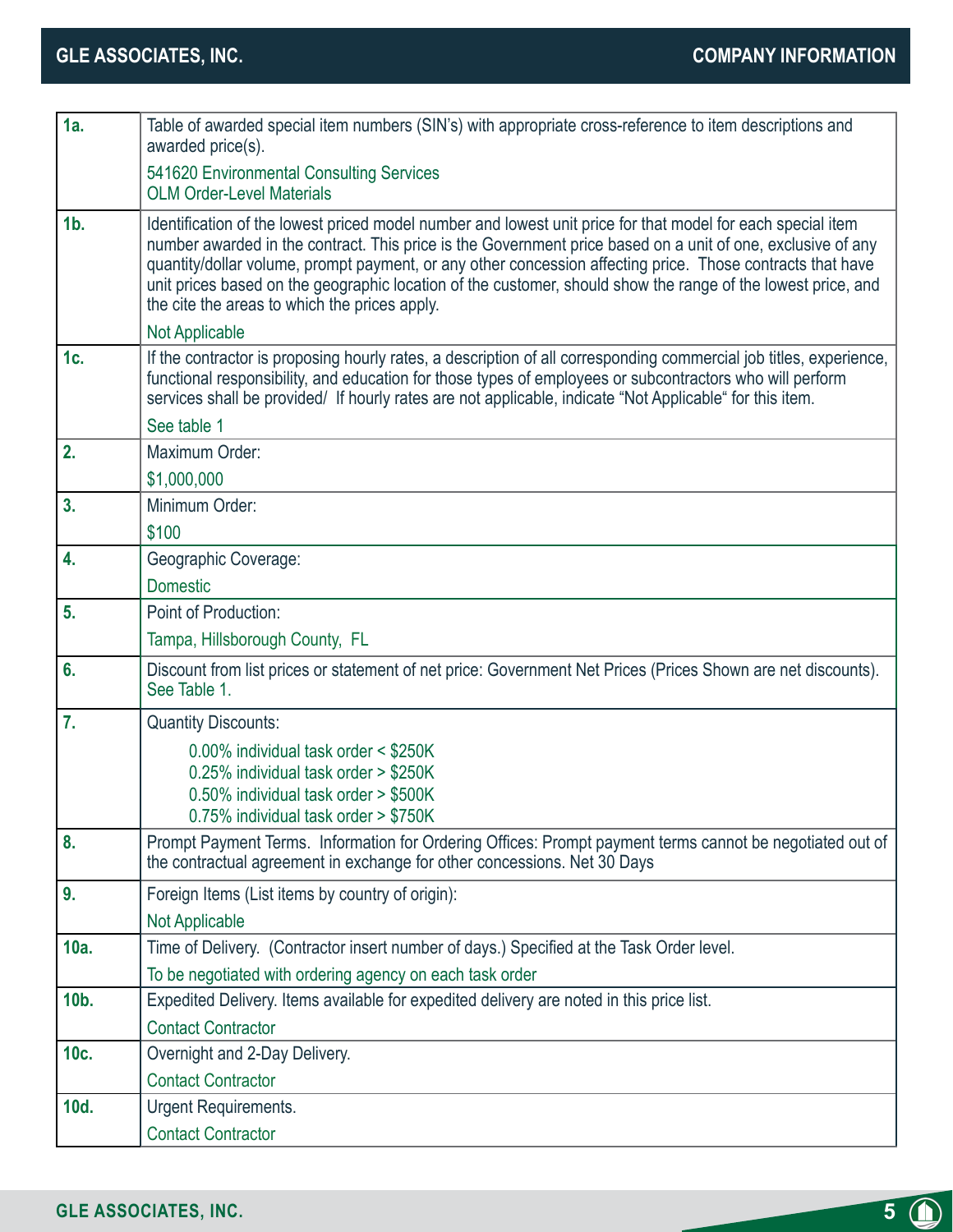| | |
|---|---|
| **1a.** | Table of awarded special item numbers (SIN's) with appropriate cross-reference to item descriptions and awarded price(s).<br>541620 Environmental Consulting Services<br>OLM Order-Level Materials |
| **1b.** | Identification of the lowest priced model number and lowest unit price for that model for each special item number awarded in the contract. This price is the Government price based on a unit of one, exclusive of any quantity/dollar volume, prompt payment, or any other concession affecting price. Those contracts that have unit prices based on the geographic location of the customer, should show the range of the lowest price, and the cite the areas to which the prices apply.<br>Not Applicable |
| **1c.** | If the contractor is proposing hourly rates, a description of all corresponding commercial job titles, experience, functional responsibility, and education for those types of employees or subcontractors who will perform services shall be provided/ If hourly rates are not applicable, indicate "Not Applicable" for this item.<br>See table 1 |
| **2.** | Maximum Order:<br>$1,000,000 |
| **3.** | Minimum Order:<br>$100 |
| **4.** | Geographic Coverage:<br>Domestic |
| **5.** | Point of Production:<br>Tampa, Hillsborough County, FL |
| **6.** | Discount from list prices or statement of net price: Government Net Prices (Prices Shown are net discounts). See Table 1. |
| **7.** | Quantity Discounts:<br>0.00% individual task order < $250K<br>0.25% individual task order > $250K<br>0.50% individual task order > $500K<br>0.75% individual task order > $750K |
| **8.** | Prompt Payment Terms. Information for Ordering Offices: Prompt payment terms cannot be negotiated out of the contractual agreement in exchange for other concessions. Net 30 Days |
| **9.** | Foreign Items (List items by country of origin):<br>Not Applicable |
| **10a.** | Time of Delivery. (Contractor insert number of days.) Specified at the Task Order level.<br>To be negotiated with ordering agency on each task order |
| **10b.** | Expedited Delivery. Items available for expedited delivery are noted in this price list.<br>Contact Contractor |
| **10c.** | Overnight and 2-Day Delivery.<br>Contact Contractor |
| **10d.** | Urgent Requirements.<br>Contact Contractor |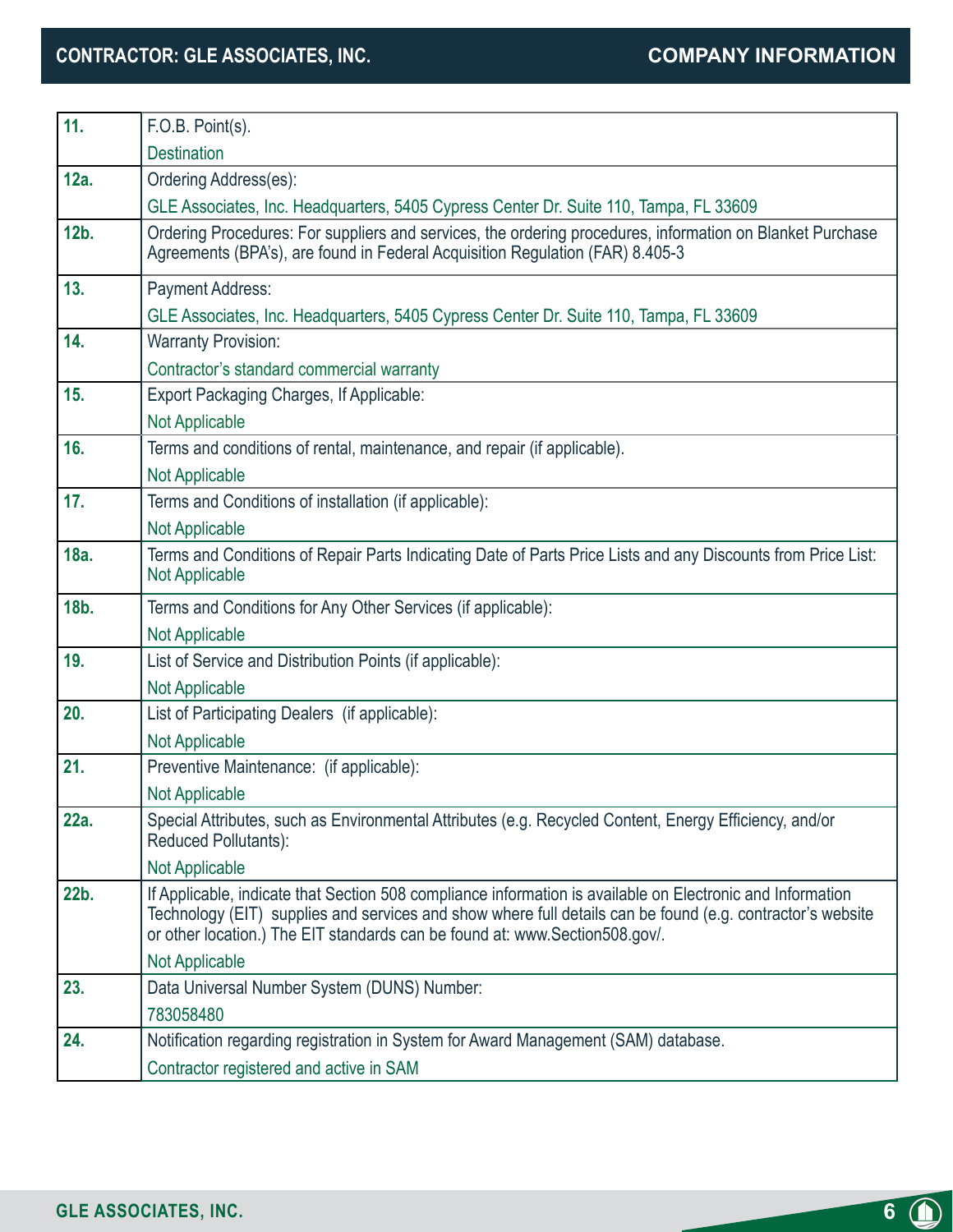| | |
|---|---|
| **11.** | F.O.B. Point(s).<br>Destination |
| **12a.** | Ordering Address(es):<br>GLE Associates, Inc. Headquarters, 5405 Cypress Center Dr. Suite 110, Tampa, FL 33609 |
| **12b.** | Ordering Procedures: For suppliers and services, the ordering procedures, information on Blanket Purchase Agreements (BPA's), are found in Federal Acquisition Regulation (FAR) 8.405-3 |
| **13.** | Payment Address:<br>GLE Associates, Inc. Headquarters, 5405 Cypress Center Dr. Suite 110, Tampa, FL 33609 |
| **14.** | Warranty Provision:<br>Contractor's standard commercial warranty |
| **15.** | Export Packaging Charges, If Applicable:<br>Not Applicable |
| **16.** | Terms and conditions of rental, maintenance, and repair (if applicable).<br>Not Applicable |
| **17.** | Terms and Conditions of installation (if applicable):<br>Not Applicable |
| **18a.** | Terms and Conditions of Repair Parts Indicating Date of Parts Price Lists and any Discounts from Price List: Not Applicable |
| **18b.** | Terms and Conditions for Any Other Services (if applicable):<br>Not Applicable |
| **19.** | List of Service and Distribution Points (if applicable):<br>Not Applicable |
| **20.** | List of Participating Dealers (if applicable):<br>Not Applicable |
| **21.** | Preventive Maintenance: (if applicable):<br>Not Applicable |
| **22a.** | Special Attributes, such as Environmental Attributes (e.g. Recycled Content, Energy Efficiency, and/or Reduced Pollutants):<br>Not Applicable |
| **22b.** | If Applicable, indicate that Section 508 compliance information is available on Electronic and Information Technology (EIT) supplies and services and show where full details can be found (e.g. contractor's website or other location.) The EIT standards can be found at: www.Section508.gov/.<br>Not Applicable |
| **23.** | Data Universal Number System (DUNS) Number:<br>783058480 |
| **24.** | Notification regarding registration in System for Award Management (SAM) database.<br>Contractor registered and active in SAM |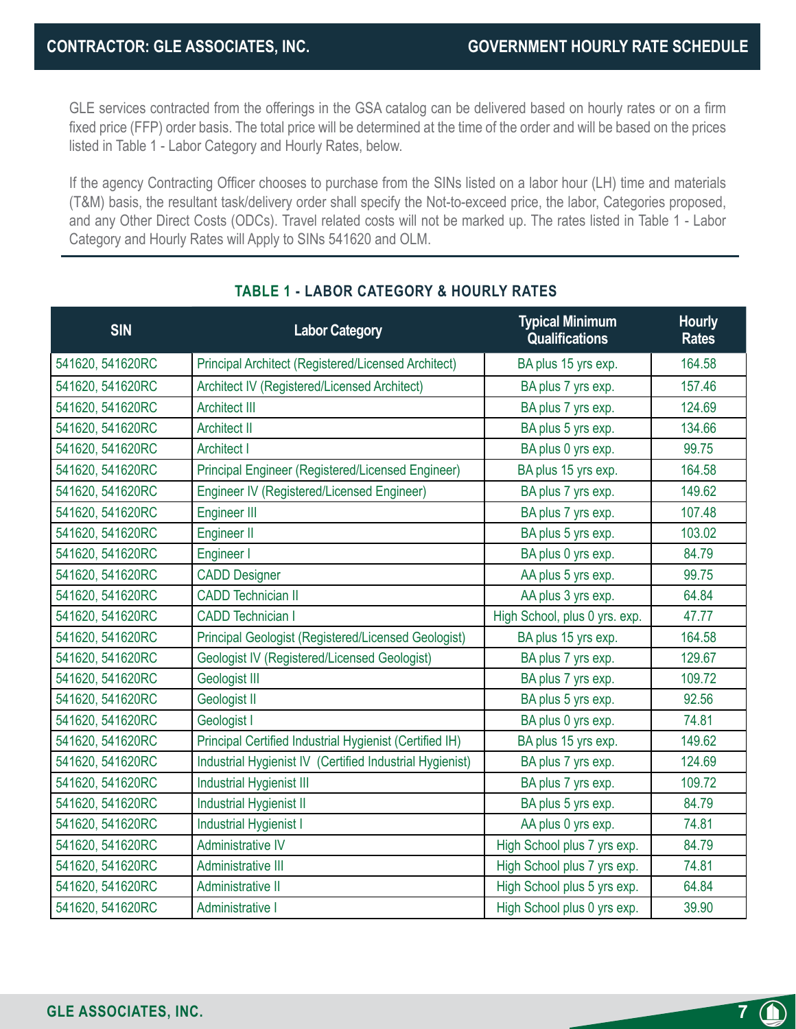GLE services contracted from the offerings in the GSA catalog can be delivered based on hourly rates or on a firm fixed price (FFP) order basis. The total price will be determined at the time of the order and will be based on the prices listed in Table 1 - Labor Category and Hourly Rates, below.

If the agency Contracting Officer chooses to purchase from the SINs listed on a labor hour (LH) time and materials (T&M) basis, the resultant task/delivery order shall specify the Not-to-exceed price, the labor, Categories proposed, and any Other Direct Costs (ODCs). Travel related costs will not be marked up. The rates listed in Table 1 - Labor Category and Hourly Rates will Apply to SINs 541620 and OLM.

## TABLE 1 - LABOR CATEGORY & HOURLY RATES

| SIN | Labor Category | Typical Minimum Qualifications | Hourly Rates |
|---|---|---|---|
| 541620, 541620RC | Principal Architect (Registered/Licensed Architect) | BA plus 15 yrs exp. | 164.58 |
| 541620, 541620RC | Architect IV (Registered/Licensed Architect) | BA plus 7 yrs exp. | 157.46 |
| 541620, 541620RC | Architect III | BA plus 7 yrs exp. | 124.69 |
| 541620, 541620RC | Architect II | BA plus 5 yrs exp. | 134.66 |
| 541620, 541620RC | Architect I | BA plus 0 yrs exp. | 99.75 |
| 541620, 541620RC | Principal Engineer (Registered/Licensed Engineer) | BA plus 15 yrs exp. | 164.58 |
| 541620, 541620RC | Engineer IV (Registered/Licensed Engineer) | BA plus 7 yrs exp. | 149.62 |
| 541620, 541620RC | Engineer III | BA plus 7 yrs exp. | 107.48 |
| 541620, 541620RC | Engineer II | BA plus 5 yrs exp. | 103.02 |
| 541620, 541620RC | Engineer I | BA plus 0 yrs exp. | 84.79 |
| 541620, 541620RC | CADD Designer | AA plus 5 yrs exp. | 99.75 |
| 541620, 541620RC | CADD Technician II | AA plus 3 yrs exp. | 64.84 |
| 541620, 541620RC | CADD Technician I | High School, plus 0 yrs. exp. | 47.77 |
| 541620, 541620RC | Principal Geologist (Registered/Licensed Geologist) | BA plus 15 yrs exp. | 164.58 |
| 541620, 541620RC | Geologist IV (Registered/Licensed Geologist) | BA plus 7 yrs exp. | 129.67 |
| 541620, 541620RC | Geologist III | BA plus 7 yrs exp. | 109.72 |
| 541620, 541620RC | Geologist II | BA plus 5 yrs exp. | 92.56 |
| 541620, 541620RC | Geologist I | BA plus 0 yrs exp. | 74.81 |
| 541620, 541620RC | Principal Certified Industrial Hygienist (Certified IH) | BA plus 15 yrs exp. | 149.62 |
| 541620, 541620RC | Industrial Hygienist IV (Certified Industrial Hygienist) | BA plus 7 yrs exp. | 124.69 |
| 541620, 541620RC | Industrial Hygienist III | BA plus 7 yrs exp. | 109.72 |
| 541620, 541620RC | Industrial Hygienist II | BA plus 5 yrs exp. | 84.79 |
| 541620, 541620RC | Industrial Hygienist I | AA plus 0 yrs exp. | 74.81 |
| 541620, 541620RC | Administrative IV | High School plus 7 yrs exp. | 84.79 |
| 541620, 541620RC | Administrative III | High School plus 7 yrs exp. | 74.81 |
| 541620, 541620RC | Administrative II | High School plus 5 yrs exp. | 64.84 |
| 541620, 541620RC | Administrative I | High School plus 0 yrs exp. | 39.90 |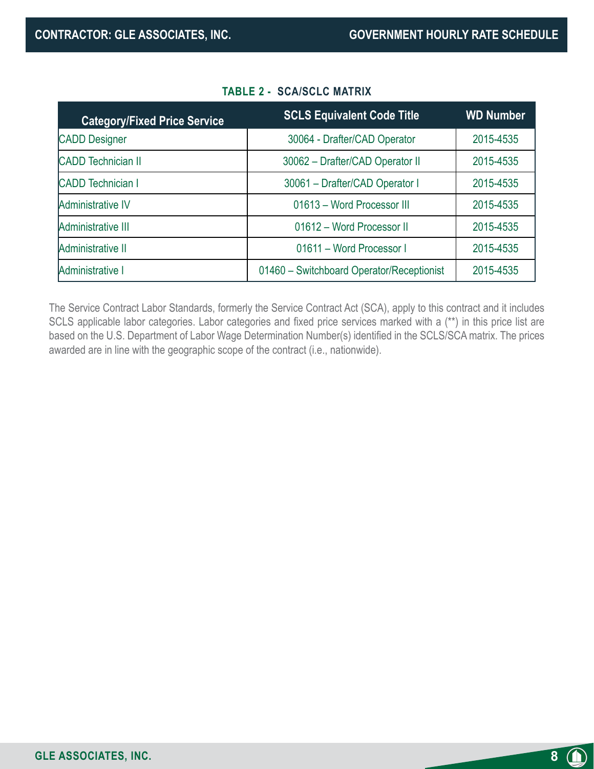**TABLE 2 - SCA/SCLC MATRIX**

| Category/Fixed Price Service | SCLS Equivalent Code Title | WD Number |
|---|---|---|
| CADD Designer | 30064 - Drafter/CAD Operator | 2015-4535 |
| CADD Technician II | 30062 – Drafter/CAD Operator II | 2015-4535 |
| CADD Technician I | 30061 – Drafter/CAD Operator I | 2015-4535 |
| Administrative IV | 01613 – Word Processor III | 2015-4535 |
| Administrative III | 01612 – Word Processor II | 2015-4535 |
| Administrative II | 01611 – Word Processor I | 2015-4535 |
| Administrative I | 01460 – Switchboard Operator/Receptionist | 2015-4535 |

The Service Contract Labor Standards, formerly the Service Contract Act (SCA), apply to this contract and it includes SCLS applicable labor categories. Labor categories and fixed price services marked with a (**) in this price list are based on the U.S. Department of Labor Wage Determination Number(s) identified in the SCLS/SCA matrix. The prices awarded are in line with the geographic scope of the contract (i.e., nationwide).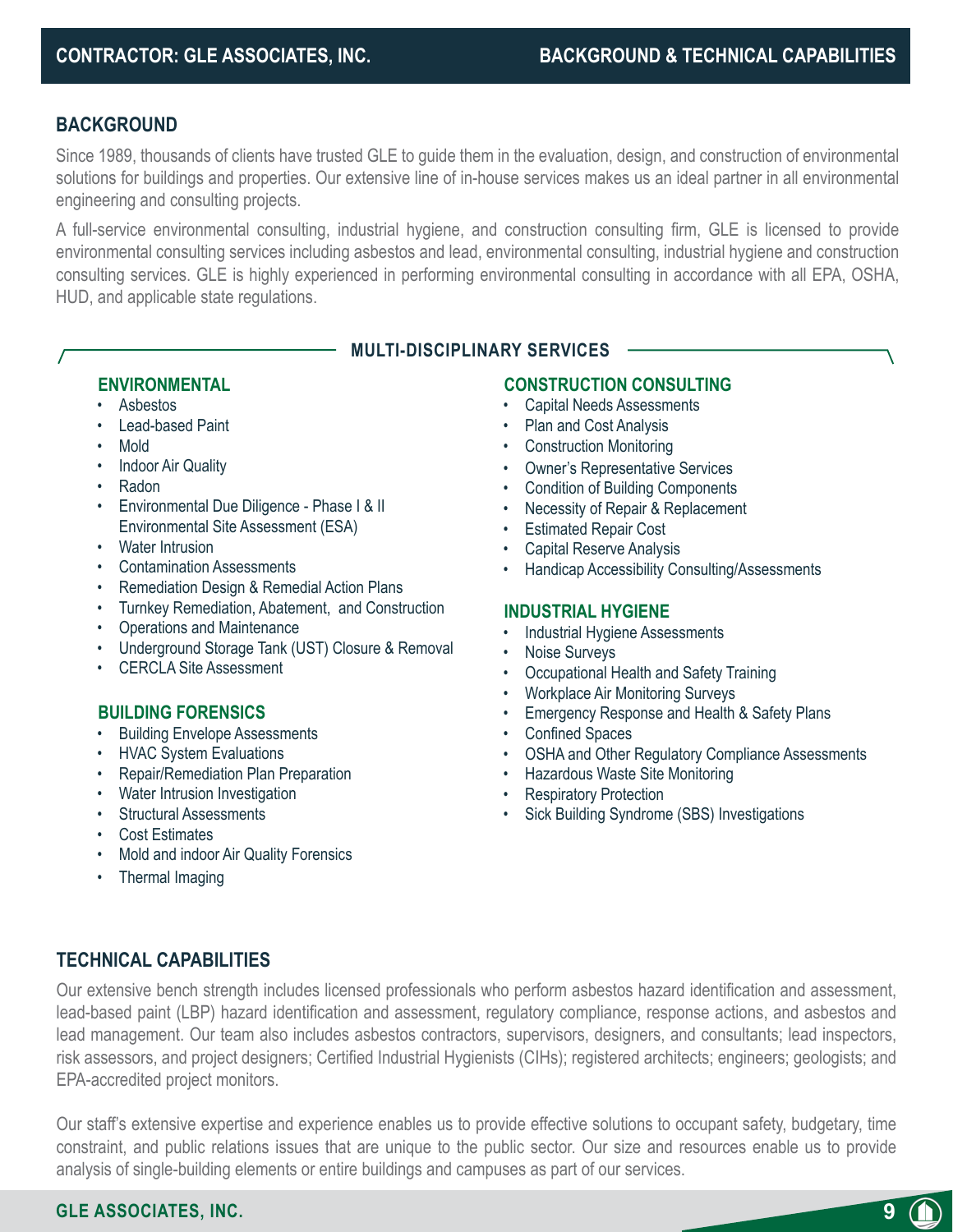## BACKGROUND

Since 1989, thousands of clients have trusted GLE to guide them in the evaluation, design, and construction of environmental solutions for buildings and properties. Our extensive line of in-house services makes us an ideal partner in all environmental engineering and consulting projects.

A full-service environmental consulting, industrial hygiene, and construction consulting firm, GLE is licensed to provide environmental consulting services including asbestos and lead, environmental consulting, industrial hygiene and construction consulting services. GLE is highly experienced in performing environmental consulting in accordance with all EPA, OSHA, HUD, and applicable state regulations.

### MULTI-DISCIPLINARY SERVICES

#### ENVIRONMENTAL

- Asbestos
- Lead-based Paint
- Mold
- Indoor Air Quality
- Radon
- Environmental Due Diligence - Phase I & II Environmental Site Assessment (ESA)
- Water Intrusion
- Contamination Assessments
- Remediation Design & Remedial Action Plans
- Turnkey Remediation, Abatement, and Construction
- Operations and Maintenance
- Underground Storage Tank (UST) Closure & Removal
- CERCLA Site Assessment

#### BUILDING FORENSICS

- Building Envelope Assessments
- HVAC System Evaluations
- Repair/Remediation Plan Preparation
- Water Intrusion Investigation
- Structural Assessments
- Cost Estimates
- Mold and indoor Air Quality Forensics
- Thermal Imaging

#### CONSTRUCTION CONSULTING

- Capital Needs Assessments
- Plan and Cost Analysis
- Construction Monitoring
- Owner's Representative Services
- Condition of Building Components
- Necessity of Repair & Replacement
- Estimated Repair Cost
- Capital Reserve Analysis
- Handicap Accessibility Consulting/Assessments

#### INDUSTRIAL HYGIENE

- Industrial Hygiene Assessments
- Noise Surveys
- Occupational Health and Safety Training
- Workplace Air Monitoring Surveys
- Emergency Response and Health & Safety Plans
- Confined Spaces
- OSHA and Other Regulatory Compliance Assessments
- Hazardous Waste Site Monitoring
- Respiratory Protection
- Sick Building Syndrome (SBS) Investigations

## TECHNICAL CAPABILITIES

Our extensive bench strength includes licensed professionals who perform asbestos hazard identification and assessment, lead-based paint (LBP) hazard identification and assessment, regulatory compliance, response actions, and asbestos and lead management. Our team also includes asbestos contractors, supervisors, designers, and consultants; lead inspectors, risk assessors, and project designers; Certified Industrial Hygienists (CIHs); registered architects; engineers; geologists; and EPA-accredited project monitors.

Our staff's extensive expertise and experience enables us to provide effective solutions to occupant safety, budgetary, time constraint, and public relations issues that are unique to the public sector. Our size and resources enable us to provide analysis of single-building elements or entire buildings and campuses as part of our services.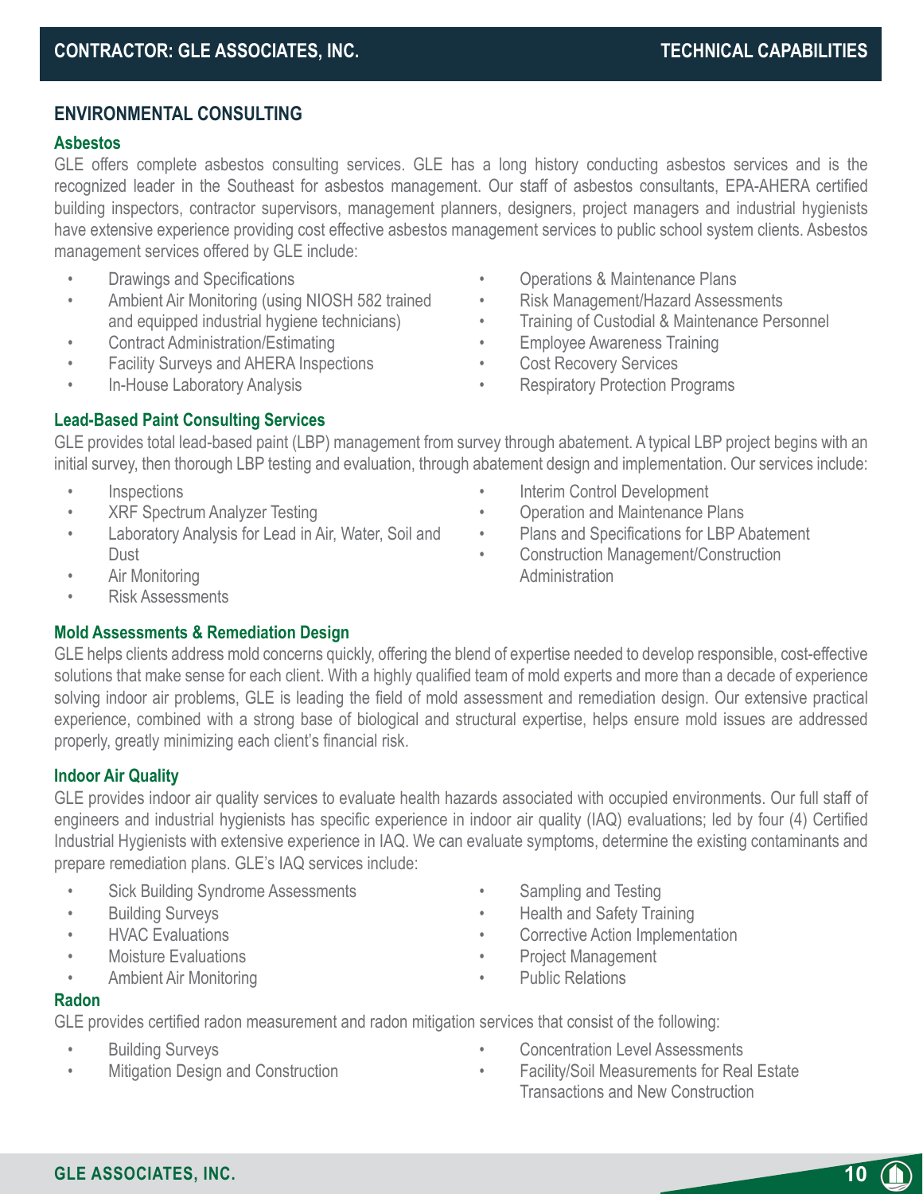## ENVIRONMENTAL CONSULTING

### Asbestos

GLE offers complete asbestos consulting services. GLE has a long history conducting asbestos services and is the recognized leader in the Southeast for asbestos management. Our staff of asbestos consultants, EPA-AHERA certified building inspectors, contractor supervisors, management planners, designers, project managers and industrial hygienists have extensive experience providing cost effective asbestos management services to public school system clients. Asbestos management services offered by GLE include:

- Drawings and Specifications
- Ambient Air Monitoring (using NIOSH 582 trained and equipped industrial hygiene technicians)
- Contract Administration/Estimating
- Facility Surveys and AHERA Inspections
- In-House Laboratory Analysis
- Operations & Maintenance Plans
- Risk Management/Hazard Assessments
- Training of Custodial & Maintenance Personnel
- Employee Awareness Training
- Cost Recovery Services
- Respiratory Protection Programs

### Lead-Based Paint Consulting Services

GLE provides total lead-based paint (LBP) management from survey through abatement. A typical LBP project begins with an initial survey, then thorough LBP testing and evaluation, through abatement design and implementation. Our services include:

- Inspections
- XRF Spectrum Analyzer Testing
- Laboratory Analysis for Lead in Air, Water, Soil and Dust
- Air Monitoring
- Risk Assessments
- Interim Control Development
- Operation and Maintenance Plans
- Plans and Specifications for LBP Abatement
- Construction Management/Construction Administration

### Mold Assessments & Remediation Design

GLE helps clients address mold concerns quickly, offering the blend of expertise needed to develop responsible, cost-effective solutions that make sense for each client. With a highly qualified team of mold experts and more than a decade of experience solving indoor air problems, GLE is leading the field of mold assessment and remediation design. Our extensive practical experience, combined with a strong base of biological and structural expertise, helps ensure mold issues are addressed properly, greatly minimizing each client's financial risk.

### Indoor Air Quality

GLE provides indoor air quality services to evaluate health hazards associated with occupied environments. Our full staff of engineers and industrial hygienists has specific experience in indoor air quality (IAQ) evaluations; led by four (4) Certified Industrial Hygienists with extensive experience in IAQ. We can evaluate symptoms, determine the existing contaminants and prepare remediation plans. GLE's IAQ services include:

- Sick Building Syndrome Assessments
- Building Surveys
- HVAC Evaluations
- Moisture Evaluations
- Ambient Air Monitoring
- Sampling and Testing
- Health and Safety Training
- Corrective Action Implementation
- Project Management
- Public Relations

### Radon

GLE provides certified radon measurement and radon mitigation services that consist of the following:

- Building Surveys
- Mitigation Design and Construction
- Concentration Level Assessments
- Facility/Soil Measurements for Real Estate Transactions and New Construction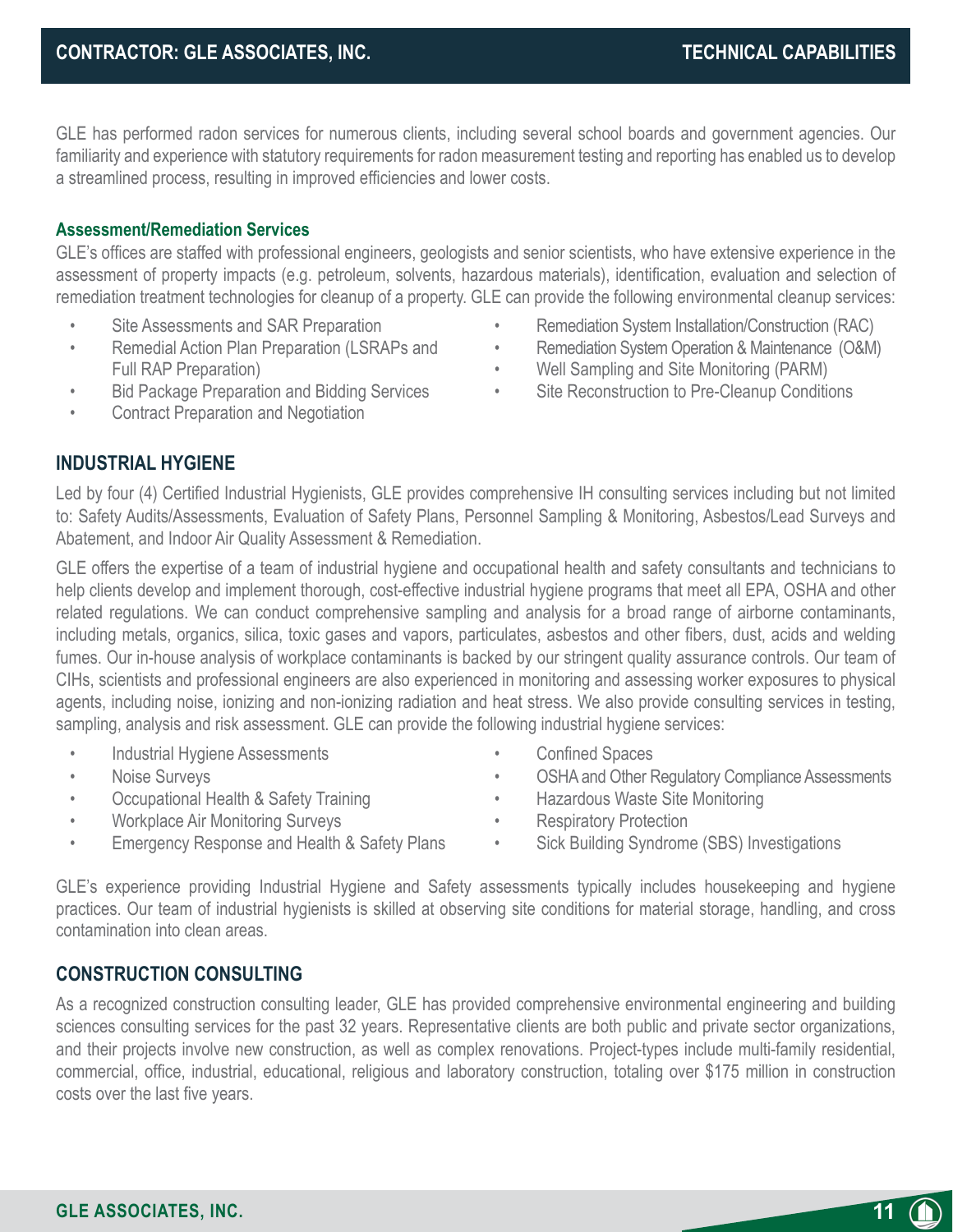GLE has performed radon services for numerous clients, including several school boards and government agencies. Our familiarity and experience with statutory requirements for radon measurement testing and reporting has enabled us to develop a streamlined process, resulting in improved efficiencies and lower costs.

### Assessment/Remediation Services

GLE's offices are staffed with professional engineers, geologists and senior scientists, who have extensive experience in the assessment of property impacts (e.g. petroleum, solvents, hazardous materials), identification, evaluation and selection of remediation treatment technologies for cleanup of a property. GLE can provide the following environmental cleanup services:

- Site Assessments and SAR Preparation
- Remedial Action Plan Preparation (LSRAPs and Full RAP Preparation)
- Bid Package Preparation and Bidding Services
- Contract Preparation and Negotiation
- Remediation System Installation/Construction (RAC)
- Remediation System Operation & Maintenance (O&M)
- Well Sampling and Site Monitoring (PARM)
- Site Reconstruction to Pre-Cleanup Conditions

## INDUSTRIAL HYGIENE

Led by four (4) Certified Industrial Hygienists, GLE provides comprehensive IH consulting services including but not limited to: Safety Audits/Assessments, Evaluation of Safety Plans, Personnel Sampling & Monitoring, Asbestos/Lead Surveys and Abatement, and Indoor Air Quality Assessment & Remediation.

GLE offers the expertise of a team of industrial hygiene and occupational health and safety consultants and technicians to help clients develop and implement thorough, cost-effective industrial hygiene programs that meet all EPA, OSHA and other related regulations. We can conduct comprehensive sampling and analysis for a broad range of airborne contaminants, including metals, organics, silica, toxic gases and vapors, particulates, asbestos and other fibers, dust, acids and welding fumes. Our in-house analysis of workplace contaminants is backed by our stringent quality assurance controls. Our team of CIHs, scientists and professional engineers are also experienced in monitoring and assessing worker exposures to physical agents, including noise, ionizing and non-ionizing radiation and heat stress. We also provide consulting services in testing, sampling, analysis and risk assessment. GLE can provide the following industrial hygiene services:

- Industrial Hygiene Assessments
- Noise Surveys
- Occupational Health & Safety Training
- Workplace Air Monitoring Surveys
- Emergency Response and Health & Safety Plans
- Confined Spaces
- OSHA and Other Regulatory Compliance Assessments
- Hazardous Waste Site Monitoring
- Respiratory Protection
- Sick Building Syndrome (SBS) Investigations

GLE's experience providing Industrial Hygiene and Safety assessments typically includes housekeeping and hygiene practices. Our team of industrial hygienists is skilled at observing site conditions for material storage, handling, and cross contamination into clean areas.

## CONSTRUCTION CONSULTING

As a recognized construction consulting leader, GLE has provided comprehensive environmental engineering and building sciences consulting services for the past 32 years. Representative clients are both public and private sector organizations, and their projects involve new construction, as well as complex renovations. Project-types include multi-family residential, commercial, office, industrial, educational, religious and laboratory construction, totaling over $175 million in construction costs over the last five years.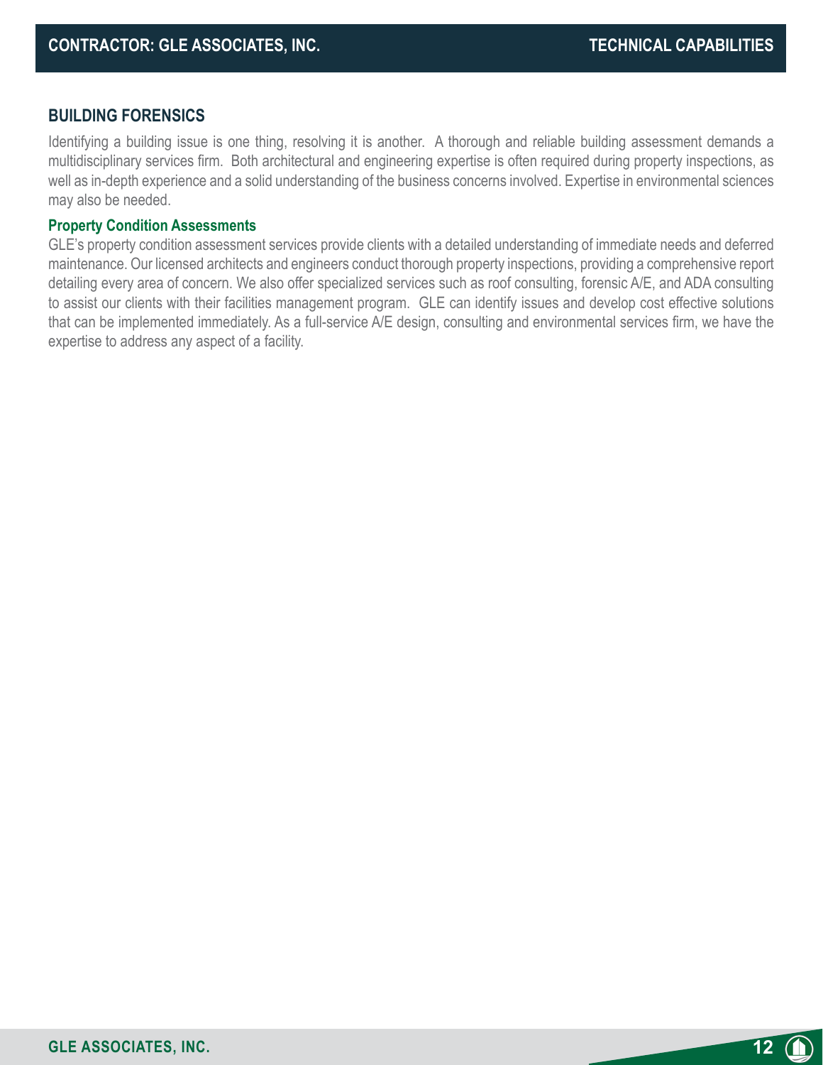## BUILDING FORENSICS

Identifying a building issue is one thing, resolving it is another. A thorough and reliable building assessment demands a multidisciplinary services firm. Both architectural and engineering expertise is often required during property inspections, as well as in-depth experience and a solid understanding of the business concerns involved. Expertise in environmental sciences may also be needed.

### Property Condition Assessments

GLE's property condition assessment services provide clients with a detailed understanding of immediate needs and deferred maintenance. Our licensed architects and engineers conduct thorough property inspections, providing a comprehensive report detailing every area of concern. We also offer specialized services such as roof consulting, forensic A/E, and ADA consulting to assist our clients with their facilities management program. GLE can identify issues and develop cost effective solutions that can be implemented immediately. As a full-service A/E design, consulting and environmental services firm, we have the expertise to address any aspect of a facility.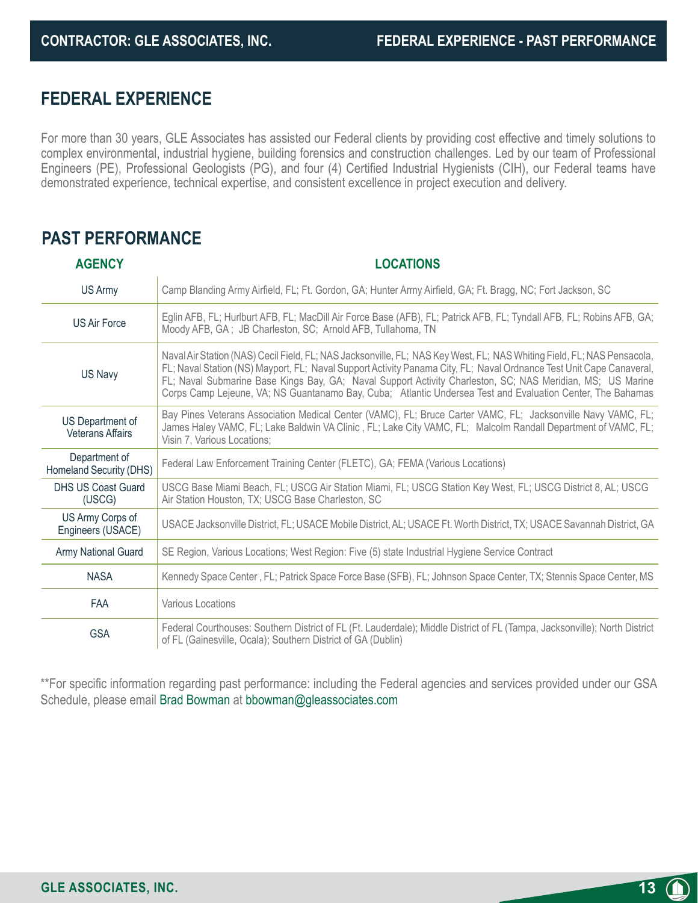## FEDERAL EXPERIENCE

For more than 30 years, GLE Associates has assisted our Federal clients by providing cost effective and timely solutions to complex environmental, industrial hygiene, building forensics and construction challenges. Led by our team of Professional Engineers (PE), Professional Geologists (PG), and four (4) Certified Industrial Hygienists (CIH), our Federal teams have demonstrated experience, technical expertise, and consistent excellence in project execution and delivery.

## PAST PERFORMANCE

| AGENCY | LOCATIONS |
|---|---|
| US Army | Camp Blanding Army Airfield, FL; Ft. Gordon, GA; Hunter Army Airfield, GA; Ft. Bragg, NC; Fort Jackson, SC |
| US Air Force | Eglin AFB, FL; Hurlburt AFB, FL; MacDill Air Force Base (AFB), FL; Patrick AFB, FL; Tyndall AFB, FL; Robins AFB, GA; Moody AFB, GA ; JB Charleston, SC; Arnold AFB, Tullahoma, TN |
| US Navy | Naval Air Station (NAS) Cecil Field, FL; NAS Jacksonville, FL; NAS Key West, FL; NAS Whiting Field, FL; NAS Pensacola, FL; Naval Station (NS) Mayport, FL; Naval Support Activity Panama City, FL; Naval Ordnance Test Unit Cape Canaveral, FL; Naval Submarine Base Kings Bay, GA; Naval Support Activity Charleston, SC; NAS Meridian, MS; US Marine Corps Camp Lejeune, VA; NS Guantanamo Bay, Cuba; Atlantic Undersea Test and Evaluation Center, The Bahamas |
| US Department of Veterans Affairs | Bay Pines Veterans Association Medical Center (VAMC), FL; Bruce Carter VAMC, FL; Jacksonville Navy VAMC, FL; James Haley VAMC, FL; Lake Baldwin VA Clinic , FL; Lake City VAMC, FL; Malcolm Randall Department of VAMC, FL; Visin 7, Various Locations; |
| Department of Homeland Security (DHS) | Federal Law Enforcement Training Center (FLETC), GA; FEMA (Various Locations) |
| DHS US Coast Guard (USCG) | USCG Base Miami Beach, FL; USCG Air Station Miami, FL; USCG Station Key West, FL; USCG District 8, AL; USCG Air Station Houston, TX; USCG Base Charleston, SC |
| US Army Corps of Engineers (USACE) | USACE Jacksonville District, FL; USACE Mobile District, AL; USACE Ft. Worth District, TX; USACE Savannah District, GA |
| Army National Guard | SE Region, Various Locations; West Region: Five (5) state Industrial Hygiene Service Contract |
| NASA | Kennedy Space Center , FL; Patrick Space Force Base (SFB), FL; Johnson Space Center, TX; Stennis Space Center, MS |
| FAA | Various Locations |
| GSA | Federal Courthouses: Southern District of FL (Ft. Lauderdale); Middle District of FL (Tampa, Jacksonville); North District of FL (Gainesville, Ocala); Southern District of GA (Dublin) |

**For specific information regarding past performance: including the Federal agencies and services provided under our GSA Schedule, please email Brad Bowman at bbowman@gleassociates.com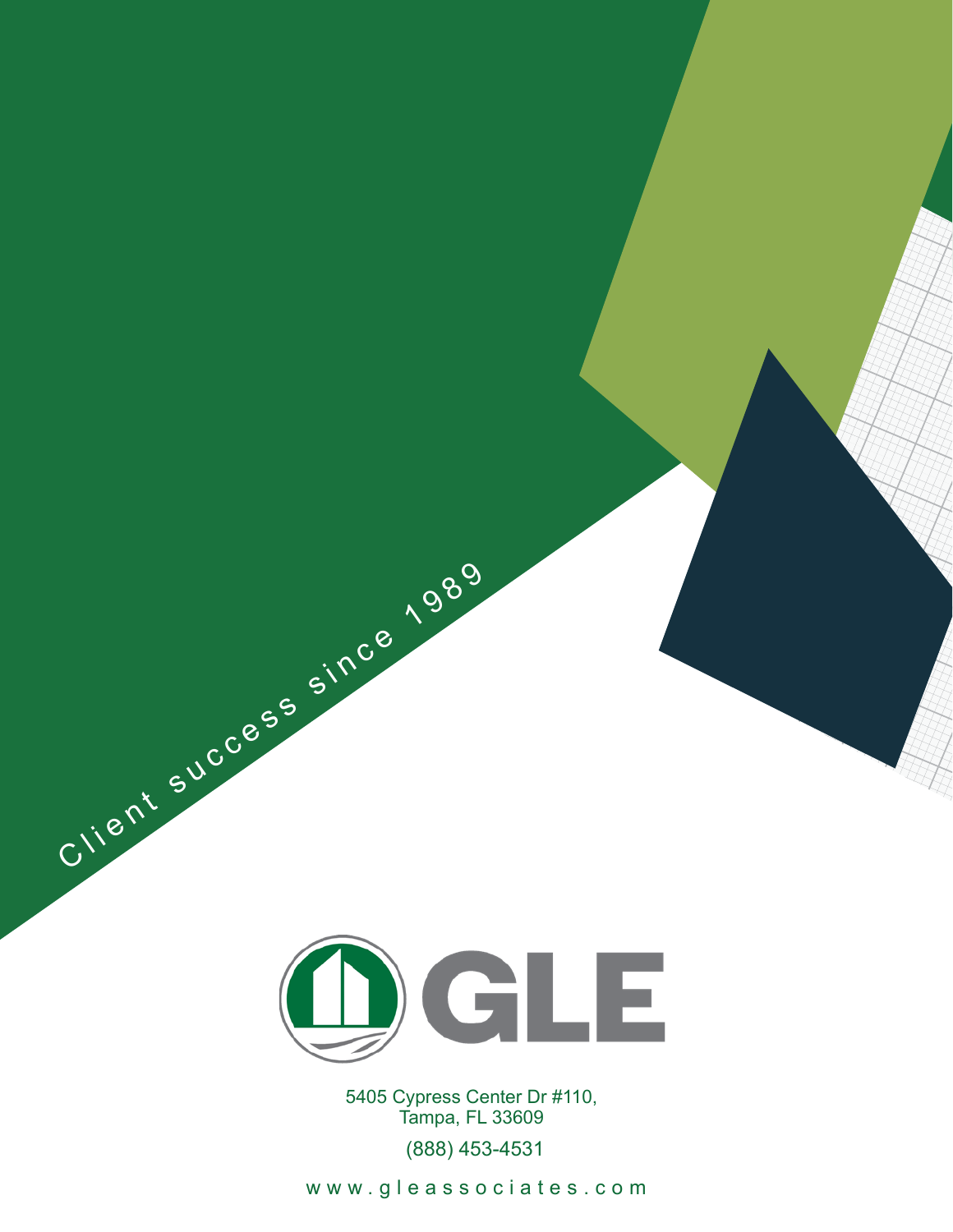Client success since 1989

GLE

5405 Cypress Center Dr #110,
Tampa, FL 33609

(888) 453-4531

www.gleassociates.com